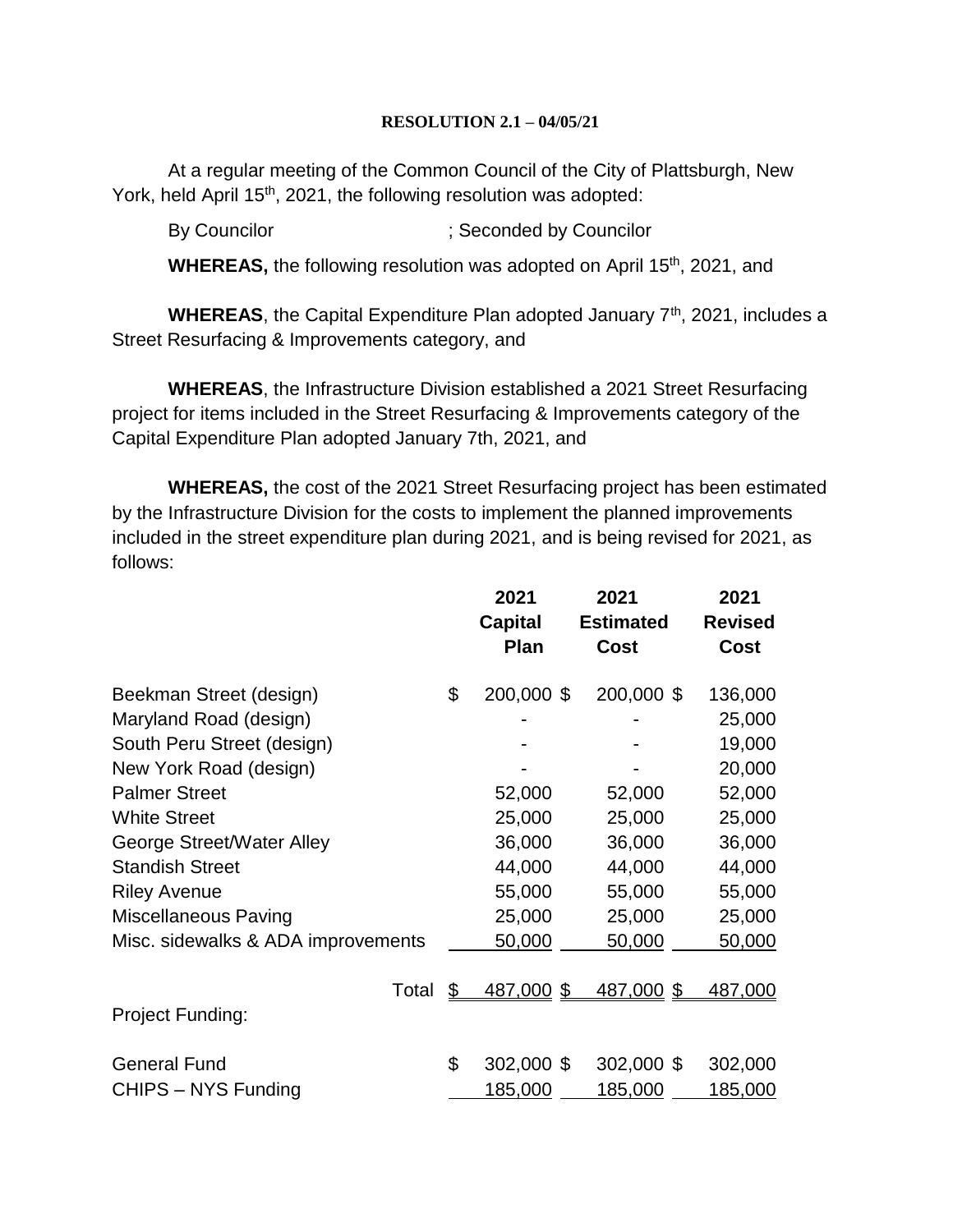**RESOLUTION 2.1 – 04/05/21**

At a regular meeting of the Common Council of the City of Plattsburgh, New York, held April 15th, 2021, the following resolution was adopted:

By Councilor ; Seconded by Councilor

**WHEREAS,** the following resolution was adopted on April 15th, 2021, and

**WHEREAS**, the Capital Expenditure Plan adopted January 7th, 2021, includes a Street Resurfacing & Improvements category, and

**WHEREAS**, the Infrastructure Division established a 2021 Street Resurfacing project for items included in the Street Resurfacing & Improvements category of the Capital Expenditure Plan adopted January 7th, 2021, and

**WHEREAS,** the cost of the 2021 Street Resurfacing project has been estimated by the Infrastructure Division for the costs to implement the planned improvements included in the street expenditure plan during 2021, and is being revised for 2021, as follows:

| | 2021 Capital Plan | 2021 Estimated Cost | 2021 Revised Cost |
|---|---|---|---|
| Beekman Street (design) | $ 200,000 | $ 200,000 | $ 136,000 |
| Maryland Road (design) | - | - | 25,000 |
| South Peru Street (design) | - | - | 19,000 |
| New York Road (design) | - | - | 20,000 |
| Palmer Street | 52,000 | 52,000 | 52,000 |
| White Street | 25,000 | 25,000 | 25,000 |
| George Street/Water Alley | 36,000 | 36,000 | 36,000 |
| Standish Street | 44,000 | 44,000 | 44,000 |
| Riley Avenue | 55,000 | 55,000 | 55,000 |
| Miscellaneous Paving | 25,000 | 25,000 | 25,000 |
| Misc. sidewalks & ADA improvements | 50,000 | 50,000 | 50,000 |
| Total | $ 487,000 | $ 487,000 | $ 487,000 |
| Project Funding: | | | |
| General Fund | $ 302,000 | $ 302,000 | $ 302,000 |
| CHIPS – NYS Funding | 185,000 | 185,000 | 185,000 |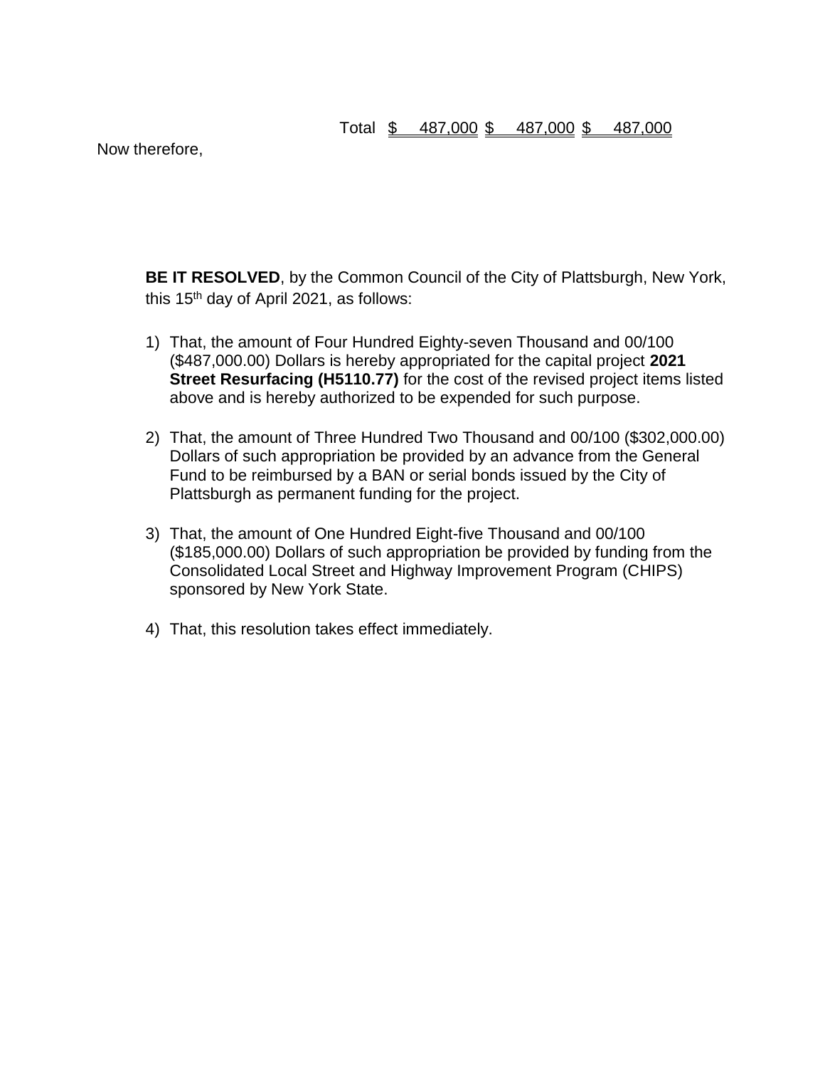| | | | |
|---|---|---|---|
| Total | $ 487,000 | $ 487,000 | $ 487,000 |

Now therefore,

**BE IT RESOLVED**, by the Common Council of the City of Plattsburgh, New York, this 15th day of April 2021, as follows:

1) That, the amount of Four Hundred Eighty-seven Thousand and 00/100 ($487,000.00) Dollars is hereby appropriated for the capital project **2021 Street Resurfacing (H5110.77)** for the cost of the revised project items listed above and is hereby authorized to be expended for such purpose.

2) That, the amount of Three Hundred Two Thousand and 00/100 ($302,000.00) Dollars of such appropriation be provided by an advance from the General Fund to be reimbursed by a BAN or serial bonds issued by the City of Plattsburgh as permanent funding for the project.

3) That, the amount of One Hundred Eight-five Thousand and 00/100 ($185,000.00) Dollars of such appropriation be provided by funding from the Consolidated Local Street and Highway Improvement Program (CHIPS) sponsored by New York State.

4) That, this resolution takes effect immediately.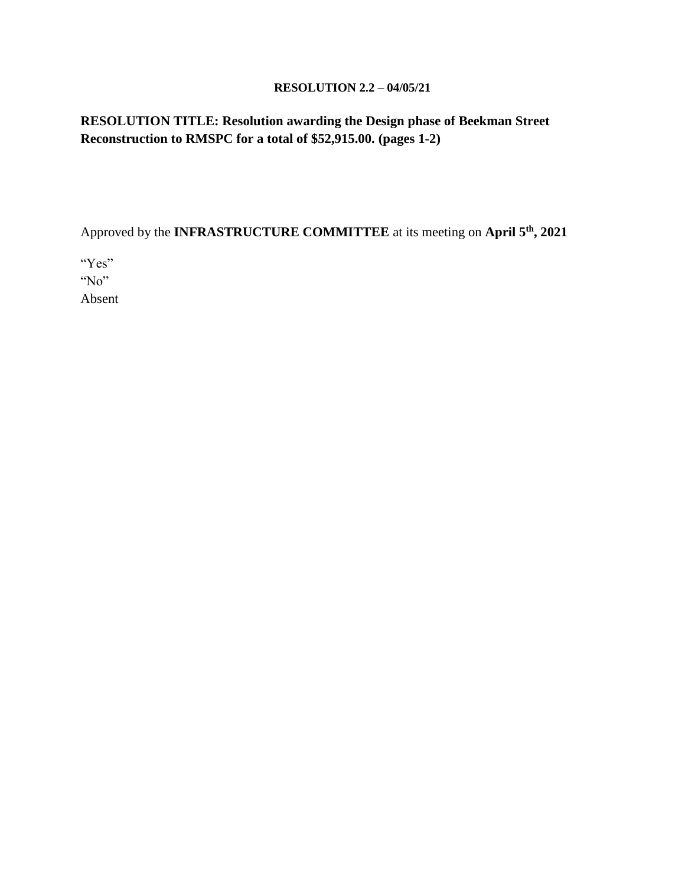**RESOLUTION 2.2 – 04/05/21**

**RESOLUTION TITLE: Resolution awarding the Design phase of Beekman Street Reconstruction to RMSPC for a total of $52,915.00. (pages 1-2)**

Approved by the **INFRASTRUCTURE COMMITTEE** at its meeting on **April 5th, 2021**

"Yes"
"No"
Absent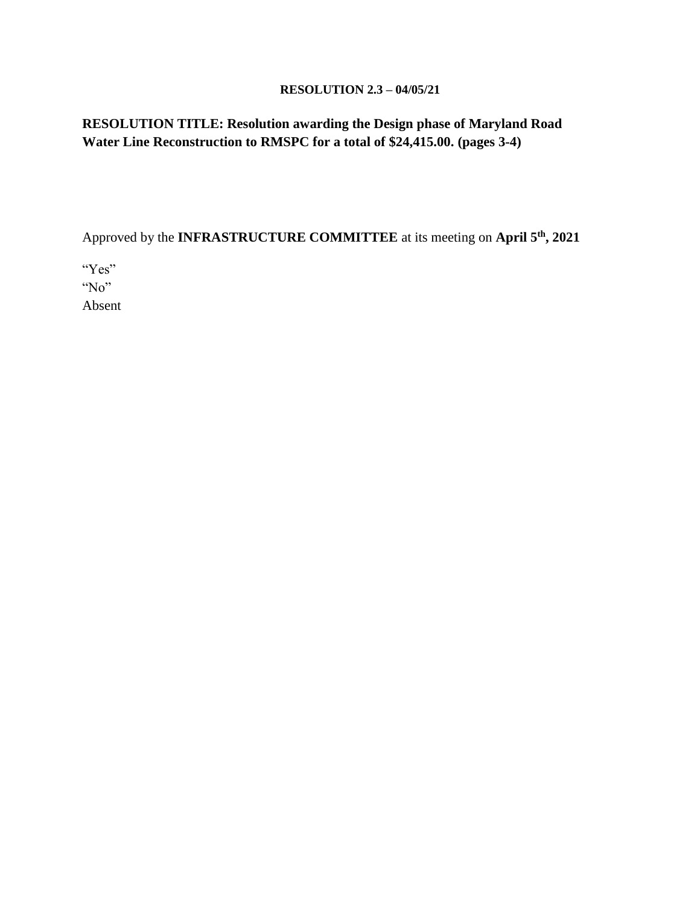**RESOLUTION 2.3 – 04/05/21**

**RESOLUTION TITLE: Resolution awarding the Design phase of Maryland Road Water Line Reconstruction to RMSPC for a total of $24,415.00. (pages 3-4)**

Approved by the **INFRASTRUCTURE COMMITTEE** at its meeting on **April 5th, 2021**

"Yes"
"No"
Absent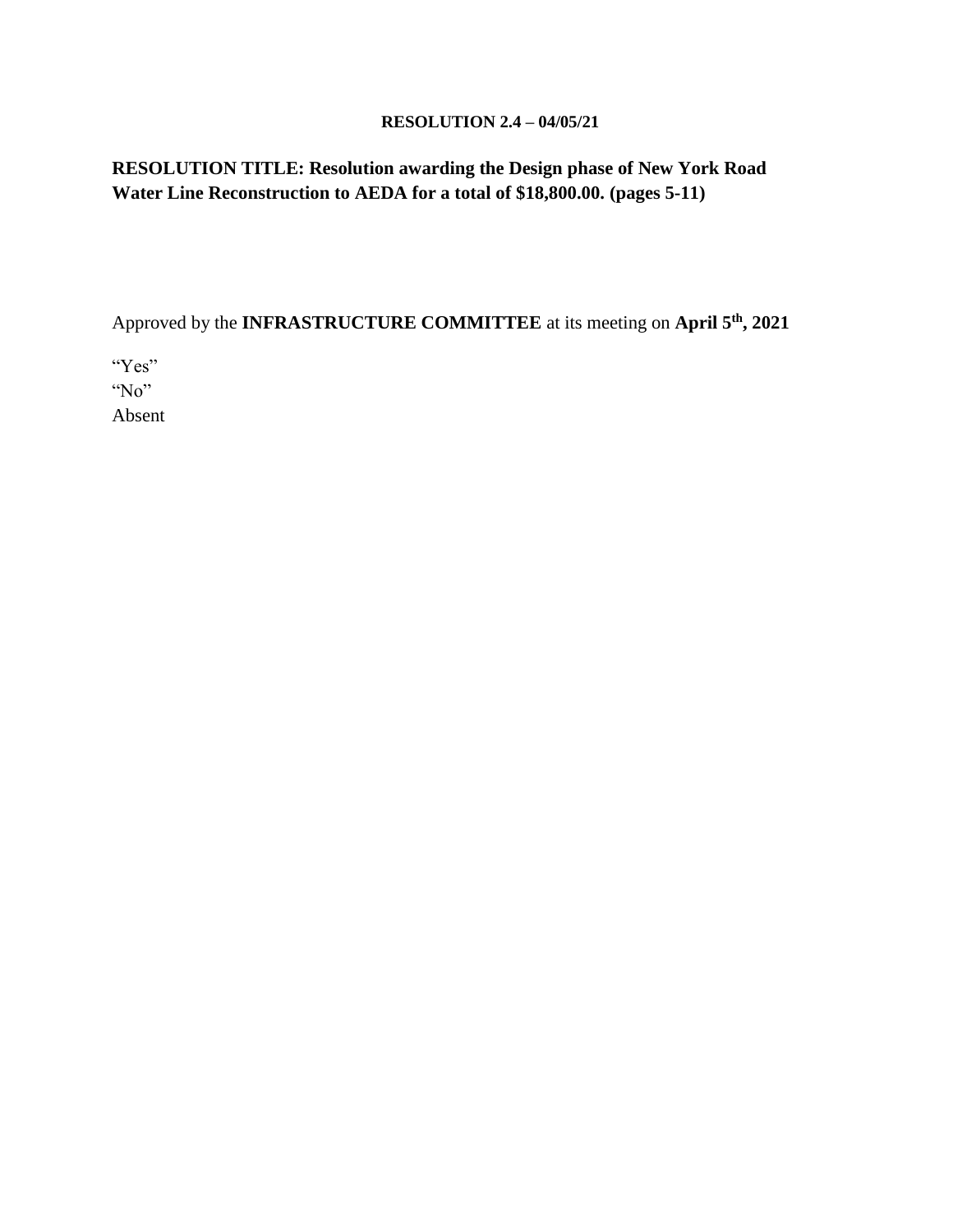**RESOLUTION 2.4 – 04/05/21**

**RESOLUTION TITLE: Resolution awarding the Design phase of New York Road Water Line Reconstruction to AEDA for a total of $18,800.00. (pages 5-11)**

Approved by the **INFRASTRUCTURE COMMITTEE** at its meeting on **April 5th, 2021**

"Yes"
"No"
Absent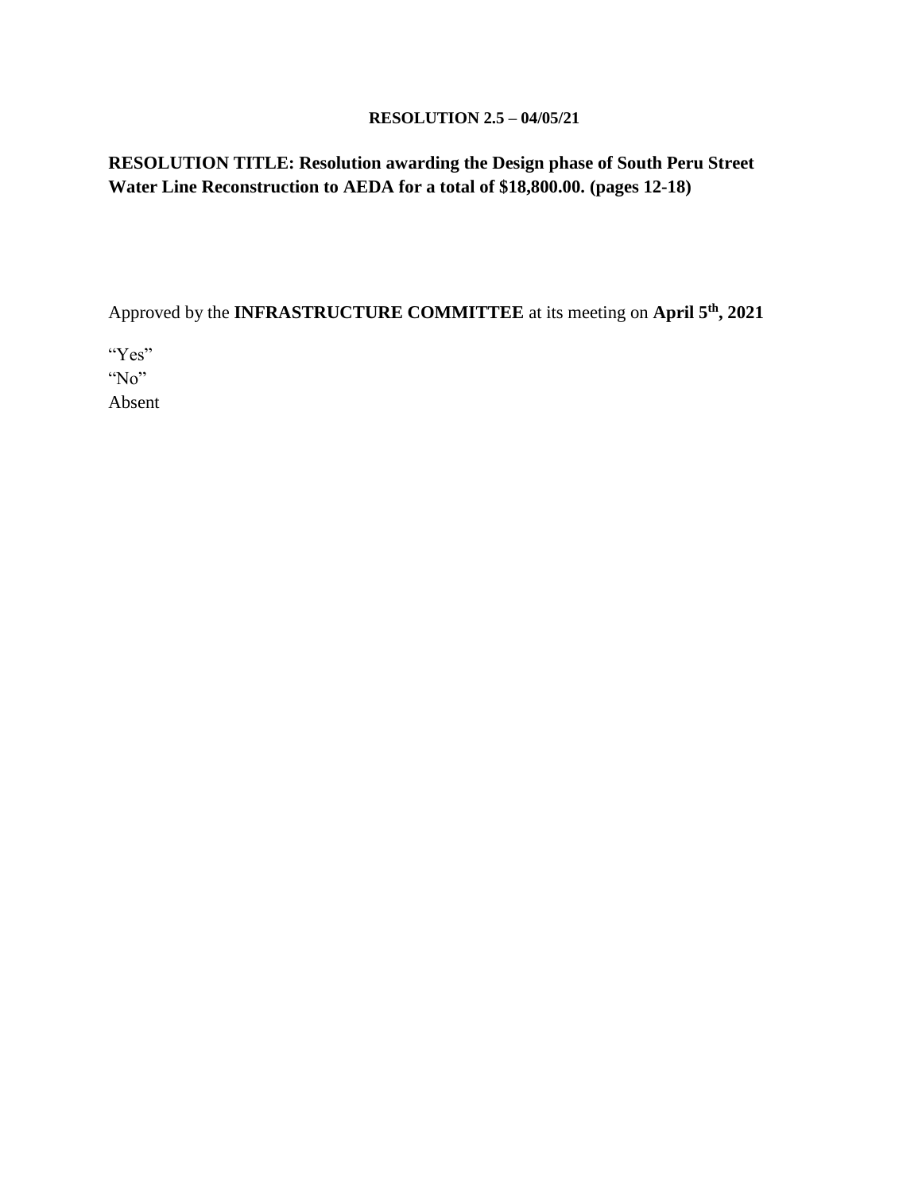**RESOLUTION 2.5 – 04/05/21**

**RESOLUTION TITLE: Resolution awarding the Design phase of South Peru Street Water Line Reconstruction to AEDA for a total of $18,800.00. (pages 12-18)**

Approved by the **INFRASTRUCTURE COMMITTEE** at its meeting on **April 5th, 2021**

"Yes"
"No"
Absent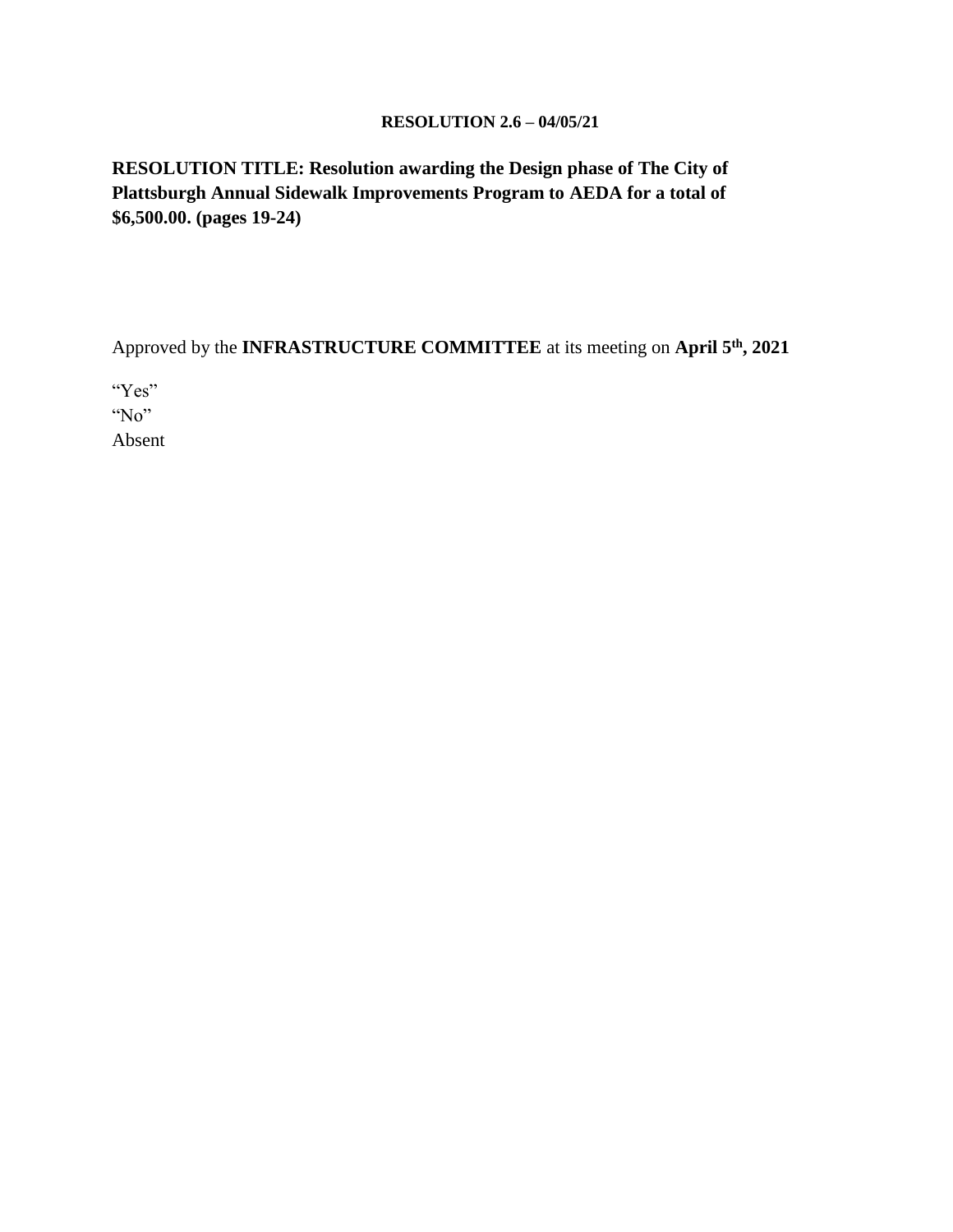**RESOLUTION 2.6 – 04/05/21**

**RESOLUTION TITLE: Resolution awarding the Design phase of The City of Plattsburgh Annual Sidewalk Improvements Program to AEDA for a total of $6,500.00. (pages 19-24)**

Approved by the **INFRASTRUCTURE COMMITTEE** at its meeting on **April 5th, 2021**

"Yes"
"No"
Absent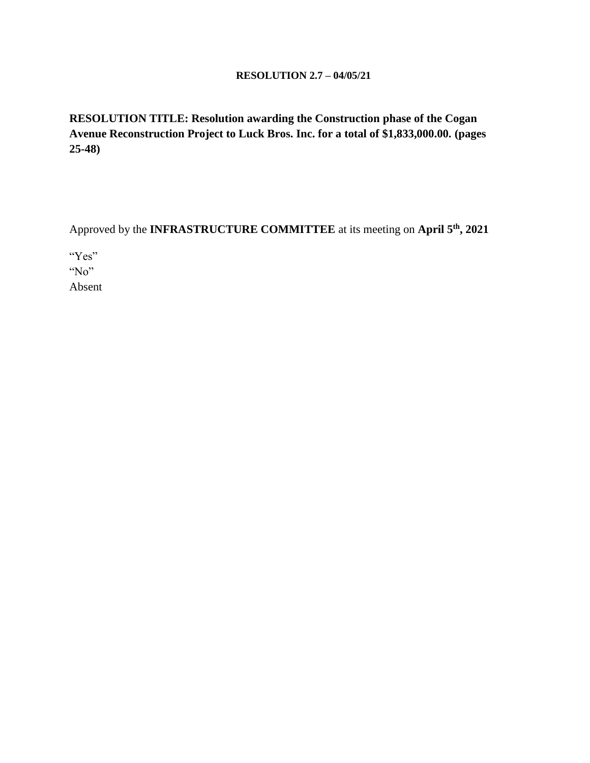**RESOLUTION 2.7 – 04/05/21**

**RESOLUTION TITLE: Resolution awarding the Construction phase of the Cogan Avenue Reconstruction Project to Luck Bros. Inc. for a total of $1,833,000.00. (pages 25-48)**

Approved by the **INFRASTRUCTURE COMMITTEE** at its meeting on **April 5th, 2021**

"Yes"
"No"
Absent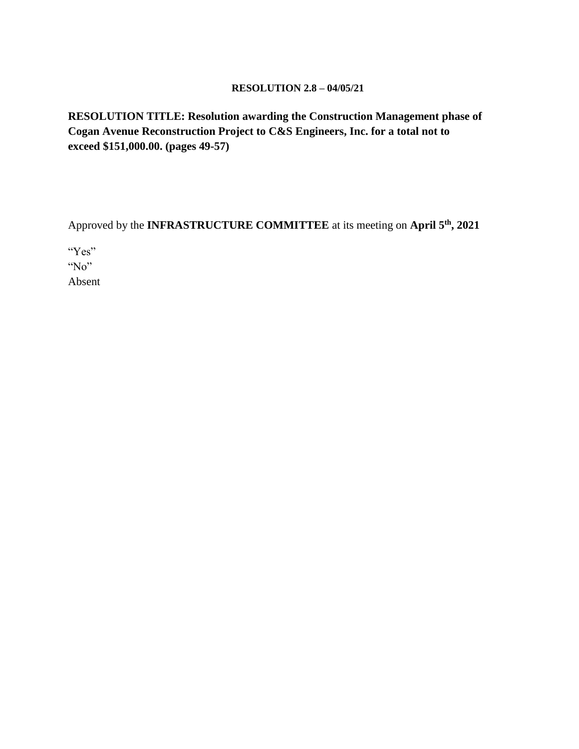**RESOLUTION 2.8 – 04/05/21**

**RESOLUTION TITLE: Resolution awarding the Construction Management phase of Cogan Avenue Reconstruction Project to C&S Engineers, Inc. for a total not to exceed $151,000.00. (pages 49-57)**

Approved by the **INFRASTRUCTURE COMMITTEE** at its meeting on **April 5th, 2021**

"Yes"
"No"
Absent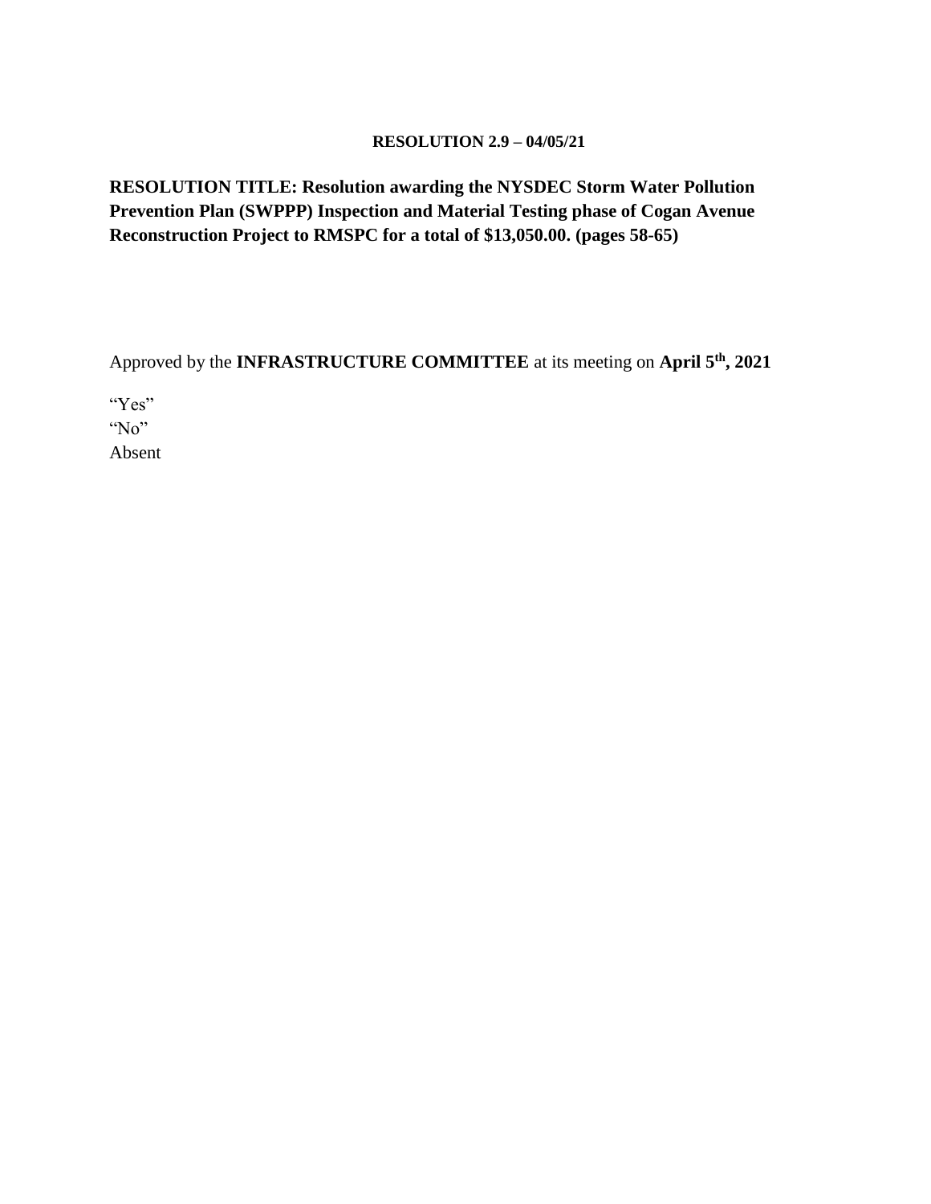**RESOLUTION 2.9 – 04/05/21**

**RESOLUTION TITLE: Resolution awarding the NYSDEC Storm Water Pollution Prevention Plan (SWPPP) Inspection and Material Testing phase of Cogan Avenue Reconstruction Project to RMSPC for a total of $13,050.00. (pages 58-65)**

Approved by the **INFRASTRUCTURE COMMITTEE** at its meeting on **April 5th, 2021**

"Yes"
"No"
Absent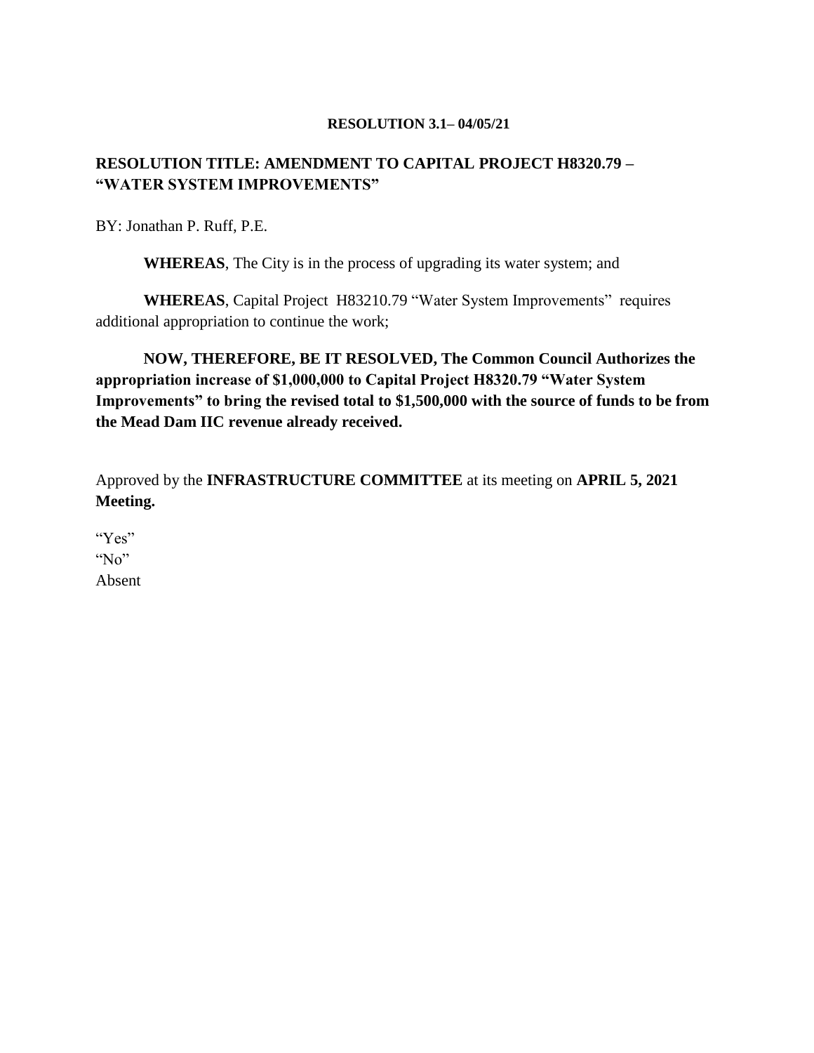**RESOLUTION 3.1– 04/05/21**

**RESOLUTION TITLE: AMENDMENT TO CAPITAL PROJECT H8320.79 – "WATER SYSTEM IMPROVEMENTS"**

BY: Jonathan P. Ruff, P.E.

**WHEREAS**, The City is in the process of upgrading its water system; and

**WHEREAS**, Capital Project H83210.79 "Water System Improvements" requires additional appropriation to continue the work;

**NOW, THEREFORE, BE IT RESOLVED, The Common Council Authorizes the appropriation increase of $1,000,000 to Capital Project H8320.79 "Water System Improvements" to bring the revised total to $1,500,000 with the source of funds to be from the Mead Dam IIC revenue already received.**

Approved by the **INFRASTRUCTURE COMMITTEE** at its meeting on **APRIL 5, 2021 Meeting.**

"Yes"
"No"
Absent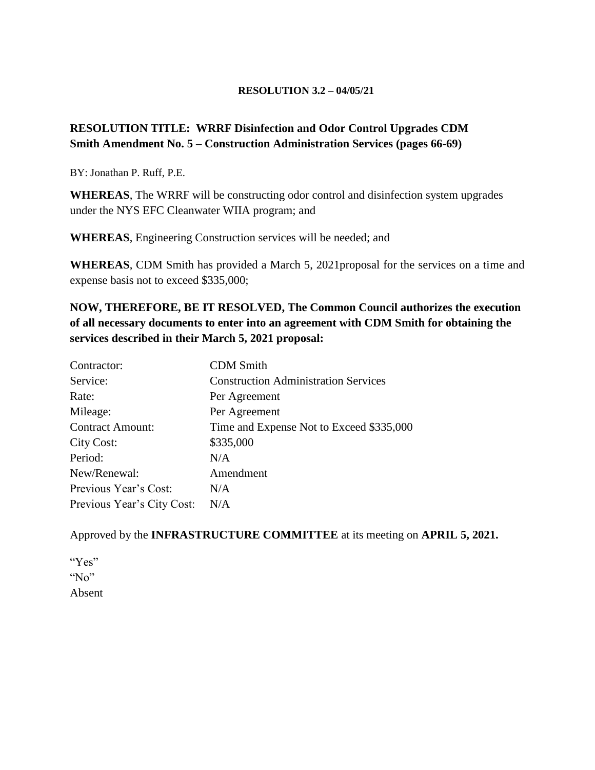**RESOLUTION 3.2 – 04/05/21**

**RESOLUTION TITLE: WRRF Disinfection and Odor Control Upgrades CDM Smith Amendment No. 5 – Construction Administration Services (pages 66-69)**

BY: Jonathan P. Ruff, P.E.

**WHEREAS**, The WRRF will be constructing odor control and disinfection system upgrades under the NYS EFC Cleanwater WIIA program; and

**WHEREAS**, Engineering Construction services will be needed; and

**WHEREAS**, CDM Smith has provided a March 5, 2021proposal for the services on a time and expense basis not to exceed $335,000;

**NOW, THEREFORE, BE IT RESOLVED, The Common Council authorizes the execution of all necessary documents to enter into an agreement with CDM Smith for obtaining the services described in their March 5, 2021 proposal:**

| | |
|---|---|
| Contractor: | CDM Smith |
| Service: | Construction Administration Services |
| Rate: | Per Agreement |
| Mileage: | Per Agreement |
| Contract Amount: | Time and Expense Not to Exceed $335,000 |
| City Cost: | $335,000 |
| Period: | N/A |
| New/Renewal: | Amendment |
| Previous Year's Cost: | N/A |
| Previous Year's City Cost: | N/A |

Approved by the **INFRASTRUCTURE COMMITTEE** at its meeting on **APRIL 5, 2021.**

"Yes"
"No"
Absent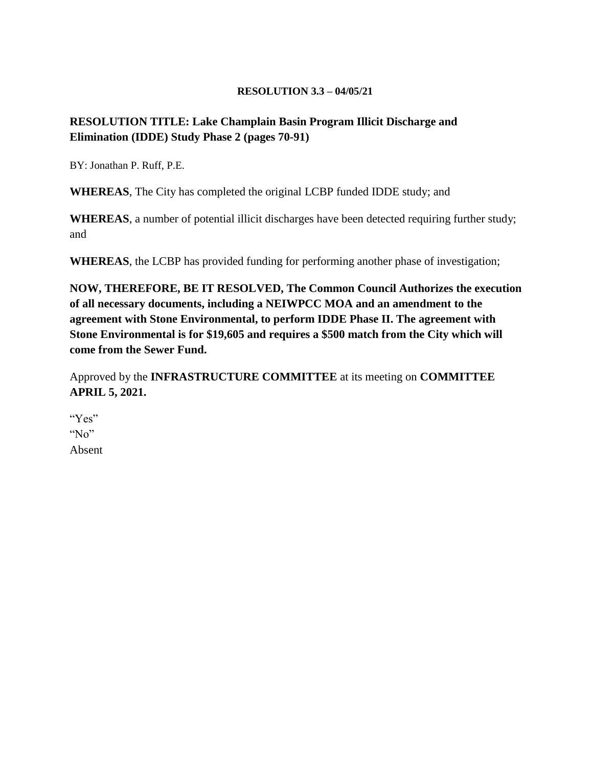**RESOLUTION 3.3 – 04/05/21**

**RESOLUTION TITLE: Lake Champlain Basin Program Illicit Discharge and Elimination (IDDE) Study Phase 2 (pages 70-91)**

BY: Jonathan P. Ruff, P.E.

**WHEREAS**, The City has completed the original LCBP funded IDDE study; and

**WHEREAS**, a number of potential illicit discharges have been detected requiring further study; and

**WHEREAS**, the LCBP has provided funding for performing another phase of investigation;

**NOW, THEREFORE, BE IT RESOLVED, The Common Council Authorizes the execution of all necessary documents, including a NEIWPCC MOA and an amendment to the agreement with Stone Environmental, to perform IDDE Phase II. The agreement with Stone Environmental is for $19,605 and requires a $500 match from the City which will come from the Sewer Fund.**

Approved by the **INFRASTRUCTURE COMMITTEE** at its meeting on **COMMITTEE APRIL 5, 2021.**

"Yes"
"No"
Absent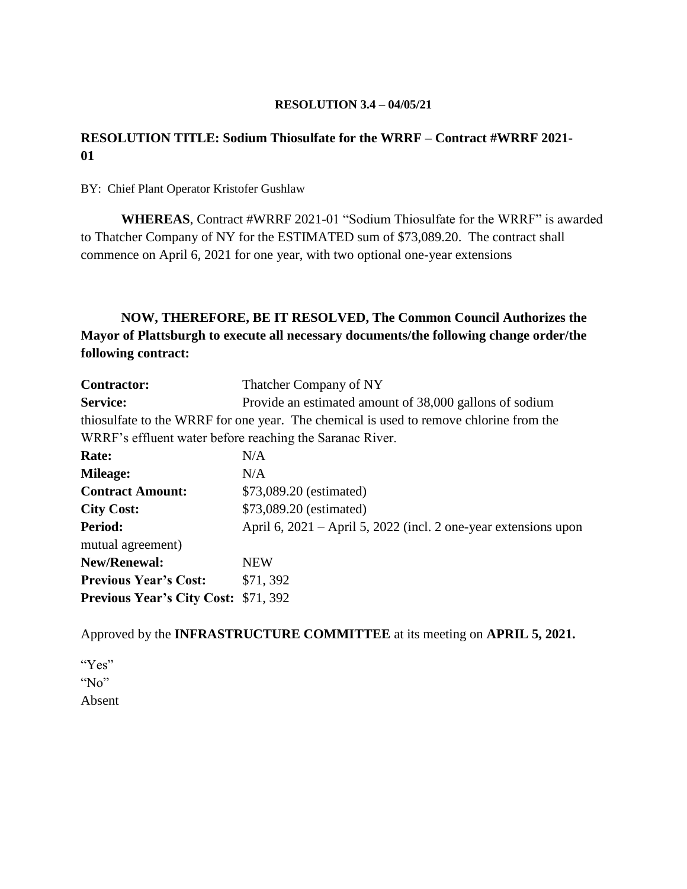**RESOLUTION 3.4 – 04/05/21**

**RESOLUTION TITLE: Sodium Thiosulfate for the WRRF – Contract #WRRF 2021-01**

BY: Chief Plant Operator Kristofer Gushlaw

**WHEREAS**, Contract #WRRF 2021-01 "Sodium Thiosulfate for the WRRF" is awarded to Thatcher Company of NY for the ESTIMATED sum of $73,089.20. The contract shall commence on April 6, 2021 for one year, with two optional one-year extensions

**NOW, THEREFORE, BE IT RESOLVED, The Common Council Authorizes the Mayor of Plattsburgh to execute all necessary documents/the following change order/the following contract:**

**Contractor:** Thatcher Company of NY
**Service:** Provide an estimated amount of 38,000 gallons of sodium thiosulfate to the WRRF for one year. The chemical is used to remove chlorine from the WRRF's effluent water before reaching the Saranac River.
**Rate:** N/A
**Mileage:** N/A
**Contract Amount:** $73,089.20 (estimated)
**City Cost:** $73,089.20 (estimated)
**Period:** April 6, 2021 – April 5, 2022 (incl. 2 one-year extensions upon mutual agreement)
**New/Renewal:** NEW
**Previous Year's Cost:** $71, 392
**Previous Year's City Cost:** $71, 392

Approved by the **INFRASTRUCTURE COMMITTEE** at its meeting on **APRIL 5, 2021.**

"Yes"
"No"
Absent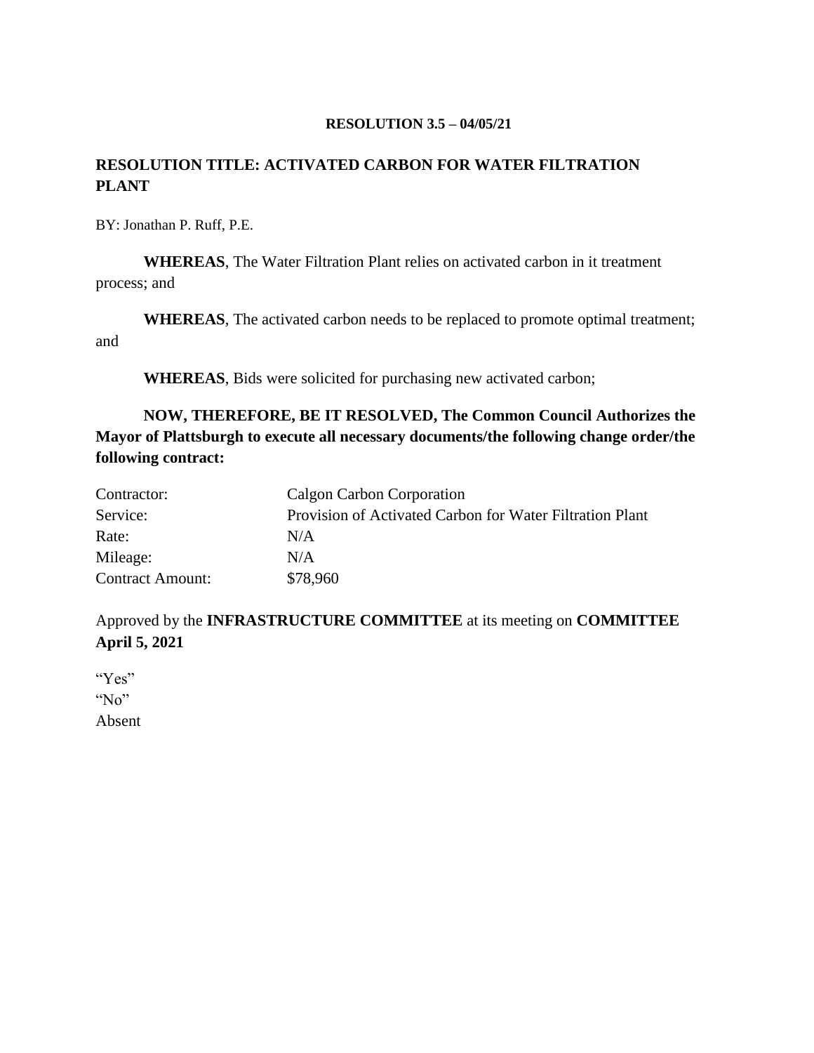**RESOLUTION 3.5 – 04/05/21**

## RESOLUTION TITLE: ACTIVATED CARBON FOR WATER FILTRATION PLANT

BY: Jonathan P. Ruff, P.E.

**WHEREAS**, The Water Filtration Plant relies on activated carbon in it treatment process; and

**WHEREAS**, The activated carbon needs to be replaced to promote optimal treatment; and

**WHEREAS**, Bids were solicited for purchasing new activated carbon;

**NOW, THEREFORE, BE IT RESOLVED, The Common Council Authorizes the Mayor of Plattsburgh to execute all necessary documents/the following change order/the following contract:**

| | |
|---|---|
| Contractor: | Calgon Carbon Corporation |
| Service: | Provision of Activated Carbon for Water Filtration Plant |
| Rate: | N/A |
| Mileage: | N/A |
| Contract Amount: | $78,960 |

Approved by the **INFRASTRUCTURE COMMITTEE** at its meeting on **COMMITTEE April 5, 2021**

"Yes"
"No"
Absent